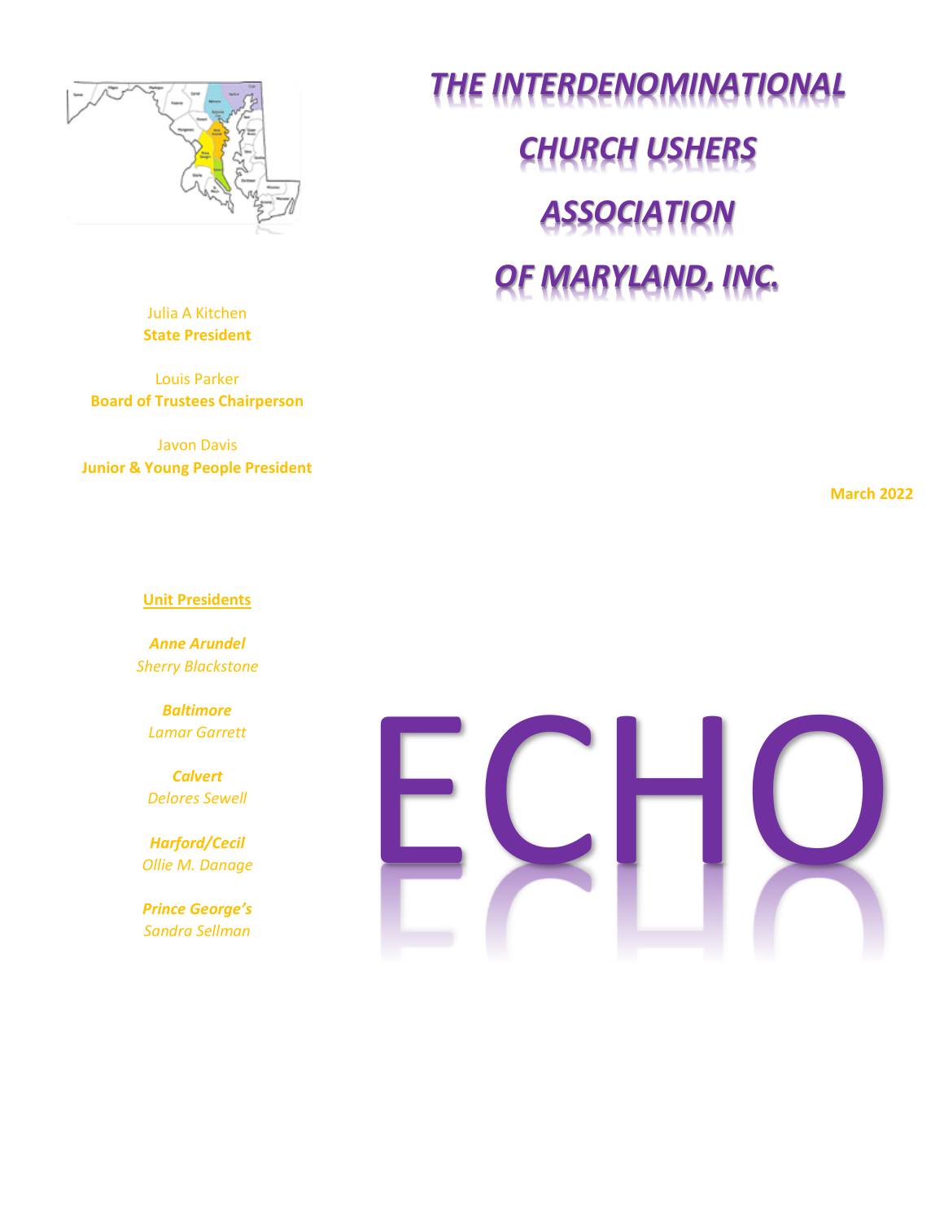# *THE INTERDENOMINATIONAL CHURCH USHERS ASSOCIATION OF MARYLAND, INC.*

Julia A Kitchen
**State President**

Louis Parker
**Board of Trustees Chairperson**

Javon Davis
**Junior & Young People President**

**March 2022**

**Unit Presidents**

***Anne Arundel***
*Sherry Blackstone*

***Baltimore***
*Lamar Garrett*

***Calvert***
*Delores Sewell*

***Harford/Cecil***
*Ollie M. Danage*

***Prince George's***
*Sandra Sellman*

# ECHO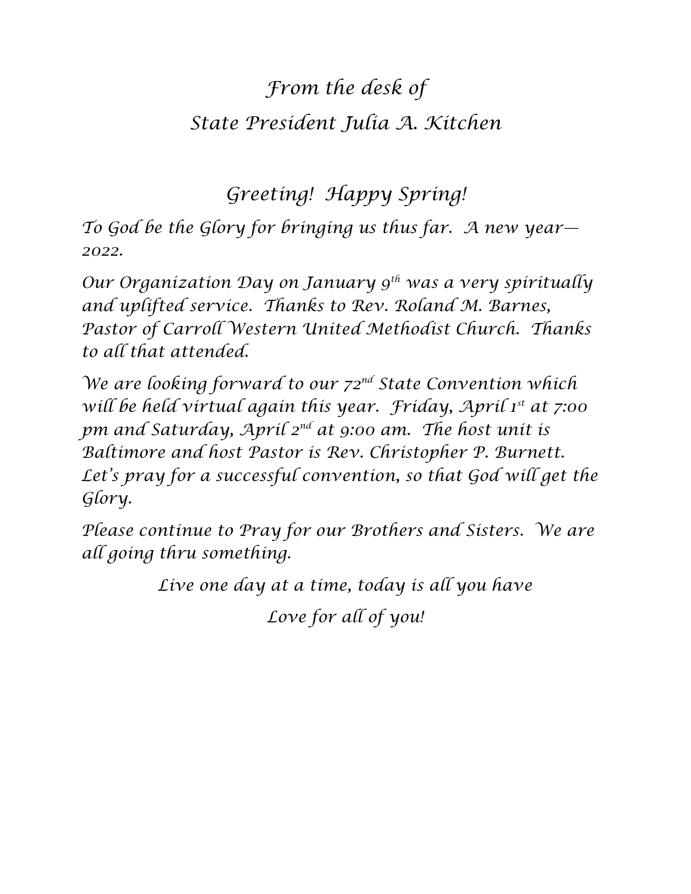*From the desk of*
*State President Julia A. Kitchen*

*Greeting! Happy Spring!*

*To God be the Glory for bringing us thus far. A new year—2022.*

*Our Organization Day on January 9th was a very spiritually and uplifted service. Thanks to Rev. Roland M. Barnes, Pastor of Carroll Western United Methodist Church. Thanks to all that attended.*

*We are looking forward to our 72nd State Convention which will be held virtual again this year. Friday, April 1st at 7:00 pm and Saturday, April 2nd at 9:00 am. The host unit is Baltimore and host Pastor is Rev. Christopher P. Burnett. Let's pray for a successful convention, so that God will get the Glory.*

*Please continue to Pray for our Brothers and Sisters. We are all going thru something.*

*Live one day at a time, today is all you have*

*Love for all of you!*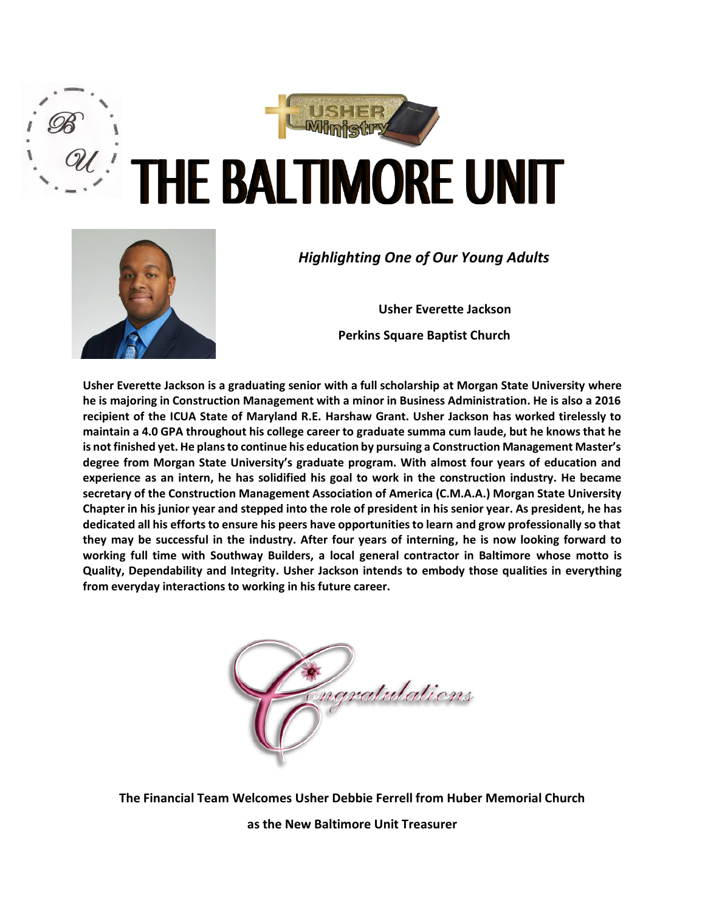# THE BALTIMORE UNIT

*Highlighting One of Our Young Adults*

**Usher Everette Jackson**

**Perkins Square Baptist Church**

**Usher Everette Jackson is a graduating senior with a full scholarship at Morgan State University where he is majoring in Construction Management with a minor in Business Administration. He is also a 2016 recipient of the ICUA State of Maryland R.E. Harshaw Grant. Usher Jackson has worked tirelessly to maintain a 4.0 GPA throughout his college career to graduate summa cum laude, but he knows that he is not finished yet. He plans to continue his education by pursuing a Construction Management Master's degree from Morgan State University's graduate program. With almost four years of education and experience as an intern, he has solidified his goal to work in the construction industry. He became secretary of the Construction Management Association of America (C.M.A.A.) Morgan State University Chapter in his junior year and stepped into the role of president in his senior year. As president, he has dedicated all his efforts to ensure his peers have opportunities to learn and grow professionally so that they may be successful in the industry. After four years of interning, he is now looking forward to working full time with Southway Builders, a local general contractor in Baltimore whose motto is Quality, Dependability and Integrity. Usher Jackson intends to embody those qualities in everything from everyday interactions to working in his future career.**

Congratulations

**The Financial Team Welcomes Usher Debbie Ferrell from Huber Memorial Church**

**as the New Baltimore Unit Treasurer**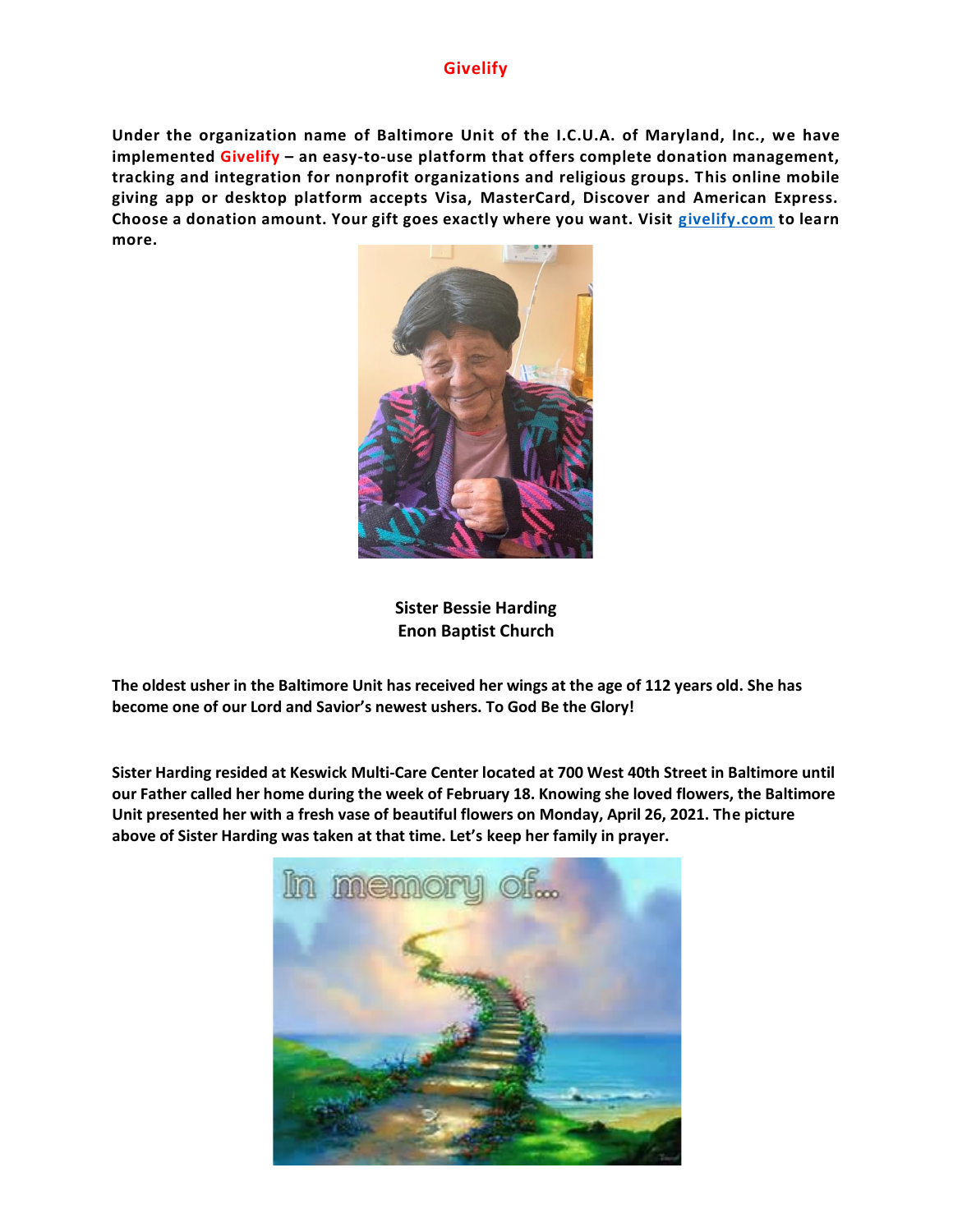## Givelify

**Under the organization name of Baltimore Unit of the I.C.U.A. of Maryland, Inc., we have implemented Givelify – an easy-to-use platform that offers complete donation management, tracking and integration for nonprofit organizations and religious groups. This online mobile giving app or desktop platform accepts Visa, MasterCard, Discover and American Express. Choose a donation amount. Your gift goes exactly where you want. Visit [givelify.com](givelify.com) to learn more.**

**Sister Bessie Harding**
**Enon Baptist Church**

**The oldest usher in the Baltimore Unit has received her wings at the age of 112 years old. She has become one of our Lord and Savior's newest ushers. To God Be the Glory!**

**Sister Harding resided at Keswick Multi-Care Center located at 700 West 40th Street in Baltimore until our Father called her home during the week of February 18. Knowing she loved flowers, the Baltimore Unit presented her with a fresh vase of beautiful flowers on Monday, April 26, 2021. The picture above of Sister Harding was taken at that time. Let's keep her family in prayer.**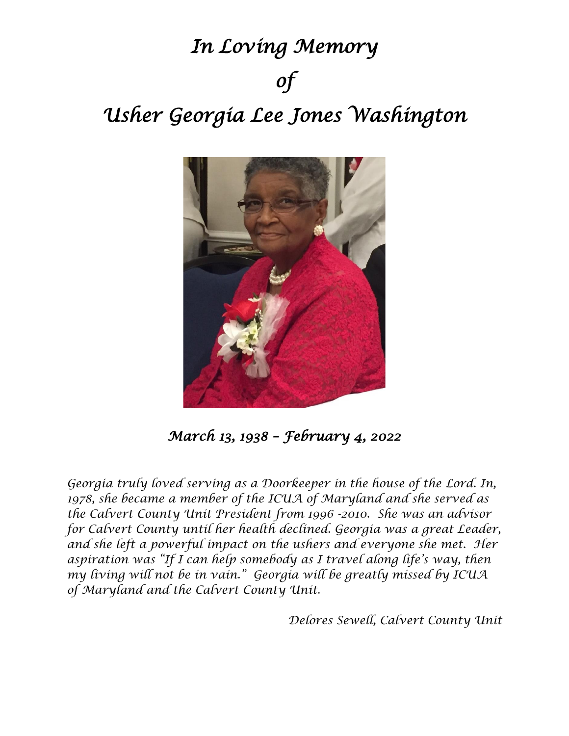# *In Loving Memory*

# *of*

# *Usher Georgia Lee Jones Washington*

*March 13, 1938 – February 4, 2022*

*Georgia truly loved serving as a Doorkeeper in the house of the Lord. In, 1978, she became a member of the ICUA of Maryland and she served as the Calvert County Unit President from 1996 -2010. She was an advisor for Calvert County until her health declined. Georgia was a great Leader, and she left a powerful impact on the ushers and everyone she met. Her aspiration was "If I can help somebody as I travel along life's way, then my living will not be in vain." Georgia will be greatly missed by ICUA of Maryland and the Calvert County Unit.*

*Delores Sewell, Calvert County Unit*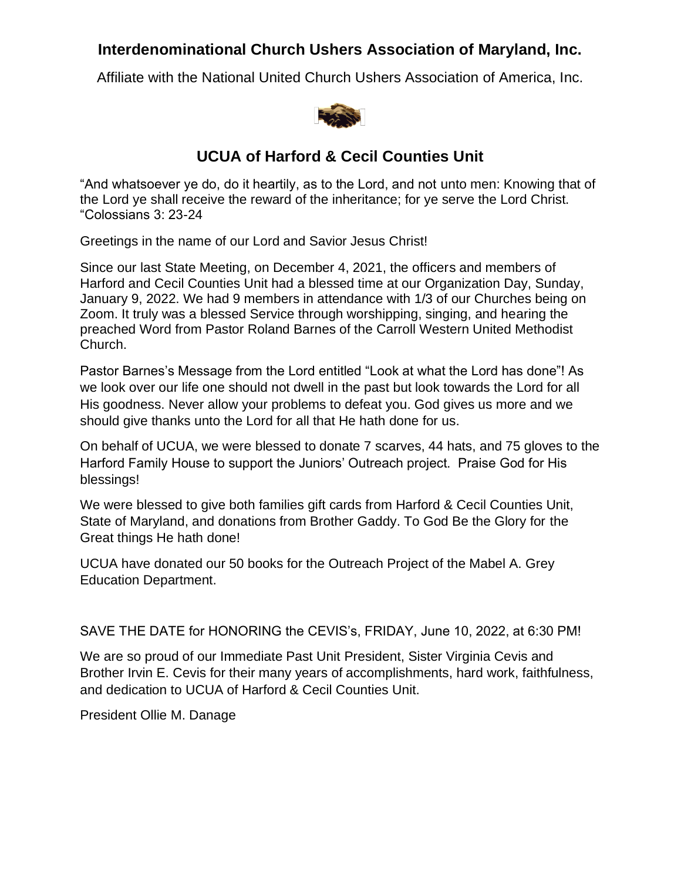## Interdenominational Church Ushers Association of Maryland, Inc.

Affiliate with the National United Church Ushers Association of America, Inc.

### UCUA of Harford & Cecil Counties Unit

"And whatsoever ye do, do it heartily, as to the Lord, and not unto men: Knowing that of the Lord ye shall receive the reward of the inheritance; for ye serve the Lord Christ. "Colossians 3: 23-24

Greetings in the name of our Lord and Savior Jesus Christ!

Since our last State Meeting, on December 4, 2021, the officers and members of Harford and Cecil Counties Unit had a blessed time at our Organization Day, Sunday, January 9, 2022. We had 9 members in attendance with 1/3 of our Churches being on Zoom. It truly was a blessed Service through worshipping, singing, and hearing the preached Word from Pastor Roland Barnes of the Carroll Western United Methodist Church.

Pastor Barnes's Message from the Lord entitled "Look at what the Lord has done"! As we look over our life one should not dwell in the past but look towards the Lord for all His goodness. Never allow your problems to defeat you. God gives us more and we should give thanks unto the Lord for all that He hath done for us.

On behalf of UCUA, we were blessed to donate 7 scarves, 44 hats, and 75 gloves to the Harford Family House to support the Juniors' Outreach project. Praise God for His blessings!

We were blessed to give both families gift cards from Harford & Cecil Counties Unit, State of Maryland, and donations from Brother Gaddy. To God Be the Glory for the Great things He hath done!

UCUA have donated our 50 books for the Outreach Project of the Mabel A. Grey Education Department.

SAVE THE DATE for HONORING the CEVIS's, FRIDAY, June 10, 2022, at 6:30 PM!

We are so proud of our Immediate Past Unit President, Sister Virginia Cevis and Brother Irvin E. Cevis for their many years of accomplishments, hard work, faithfulness, and dedication to UCUA of Harford & Cecil Counties Unit.

President Ollie M. Danage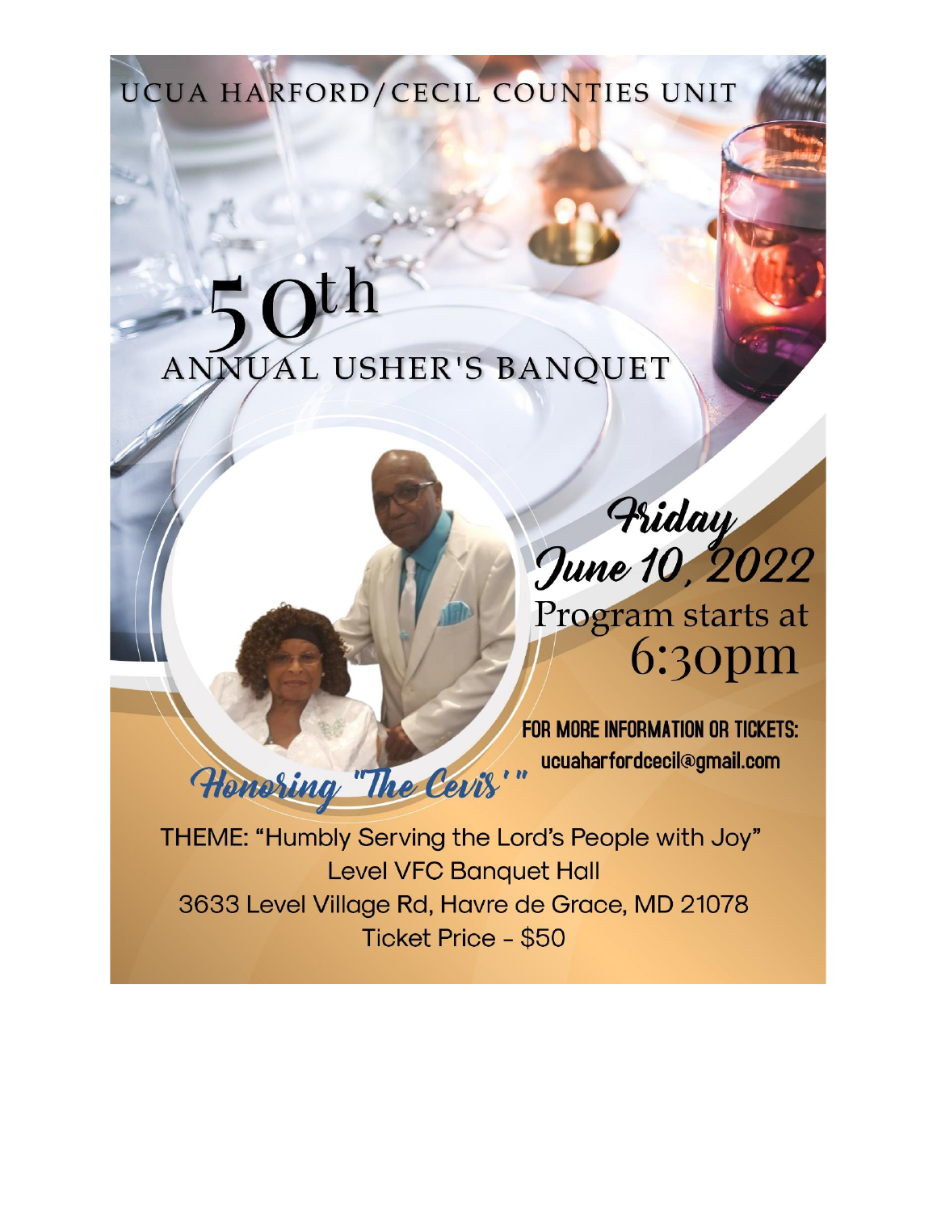UCUA HARFORD/CECIL COUNTIES UNIT

# 50th ANNUAL USHER'S BANQUET

**Friday June 10, 2022**

Program starts at 6:30pm

**FOR MORE INFORMATION OR TICKETS:**
ucuaharfordcecil@gmail.com

*Honoring "The Cevis'"*

THEME: "Humbly Serving the Lord's People with Joy"
Level VFC Banquet Hall
3633 Level Village Rd, Havre de Grace, MD 21078
Ticket Price - $50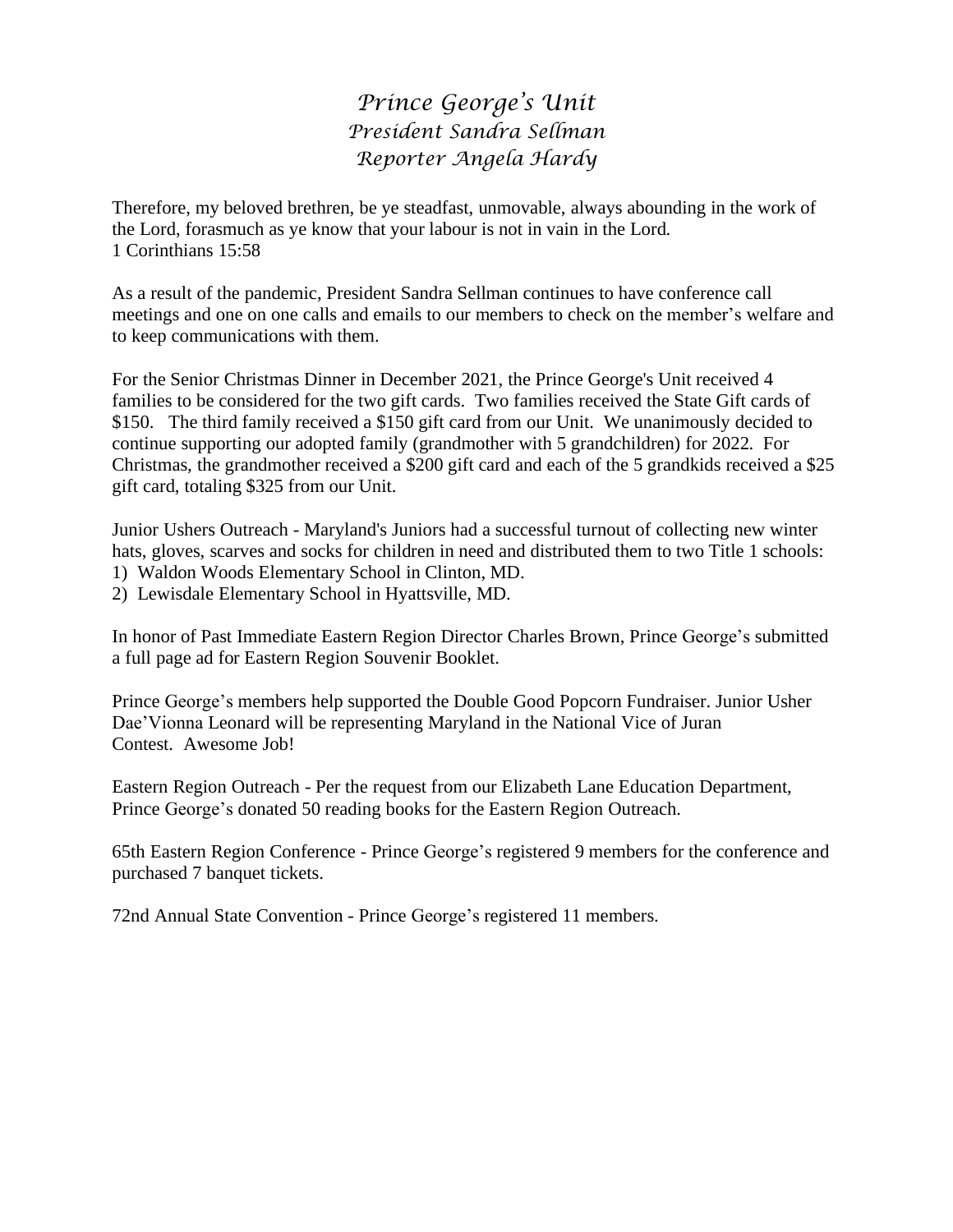# *Prince George's Unit*
## *President Sandra Sellman*
## *Reporter Angela Hardy*

Therefore, my beloved brethren, be ye steadfast, unmovable, always abounding in the work of the Lord, forasmuch as ye know that your labour is not in vain in the Lord.
1 Corinthians 15:58

As a result of the pandemic, President Sandra Sellman continues to have conference call meetings and one on one calls and emails to our members to check on the member's welfare and to keep communications with them.

For the Senior Christmas Dinner in December 2021, the Prince George's Unit received 4 families to be considered for the two gift cards. Two families received the State Gift cards of $150. The third family received a $150 gift card from our Unit. We unanimously decided to continue supporting our adopted family (grandmother with 5 grandchildren) for 2022. For Christmas, the grandmother received a $200 gift card and each of the 5 grandkids received a $25 gift card, totaling $325 from our Unit.

Junior Ushers Outreach - Maryland's Juniors had a successful turnout of collecting new winter hats, gloves, scarves and socks for children in need and distributed them to two Title 1 schools:
1) Waldon Woods Elementary School in Clinton, MD.
2) Lewisdale Elementary School in Hyattsville, MD.

In honor of Past Immediate Eastern Region Director Charles Brown, Prince George's submitted a full page ad for Eastern Region Souvenir Booklet.

Prince George's members help supported the Double Good Popcorn Fundraiser. Junior Usher Dae'Vionna Leonard will be representing Maryland in the National Vice of Juran Contest. Awesome Job!

Eastern Region Outreach - Per the request from our Elizabeth Lane Education Department, Prince George's donated 50 reading books for the Eastern Region Outreach.

65th Eastern Region Conference - Prince George's registered 9 members for the conference and purchased 7 banquet tickets.

72nd Annual State Convention - Prince George's registered 11 members.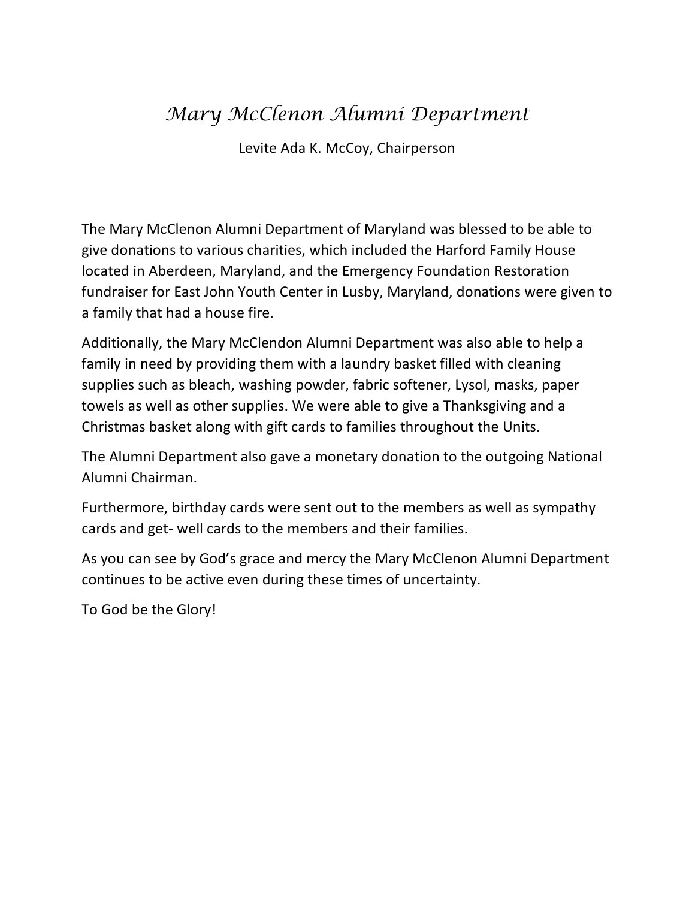# *Mary McClenon Alumni Department*

Levite Ada K. McCoy, Chairperson

The Mary McClenon Alumni Department of Maryland was blessed to be able to give donations to various charities, which included the Harford Family House located in Aberdeen, Maryland, and the Emergency Foundation Restoration fundraiser for East John Youth Center in Lusby, Maryland, donations were given to a family that had a house fire.

Additionally, the Mary McClendon Alumni Department was also able to help a family in need by providing them with a laundry basket filled with cleaning supplies such as bleach, washing powder, fabric softener, Lysol, masks, paper towels as well as other supplies. We were able to give a Thanksgiving and a Christmas basket along with gift cards to families throughout the Units.

The Alumni Department also gave a monetary donation to the outgoing National Alumni Chairman.

Furthermore, birthday cards were sent out to the members as well as sympathy cards and get- well cards to the members and their families.

As you can see by God's grace and mercy the Mary McClenon Alumni Department continues to be active even during these times of uncertainty.

To God be the Glory!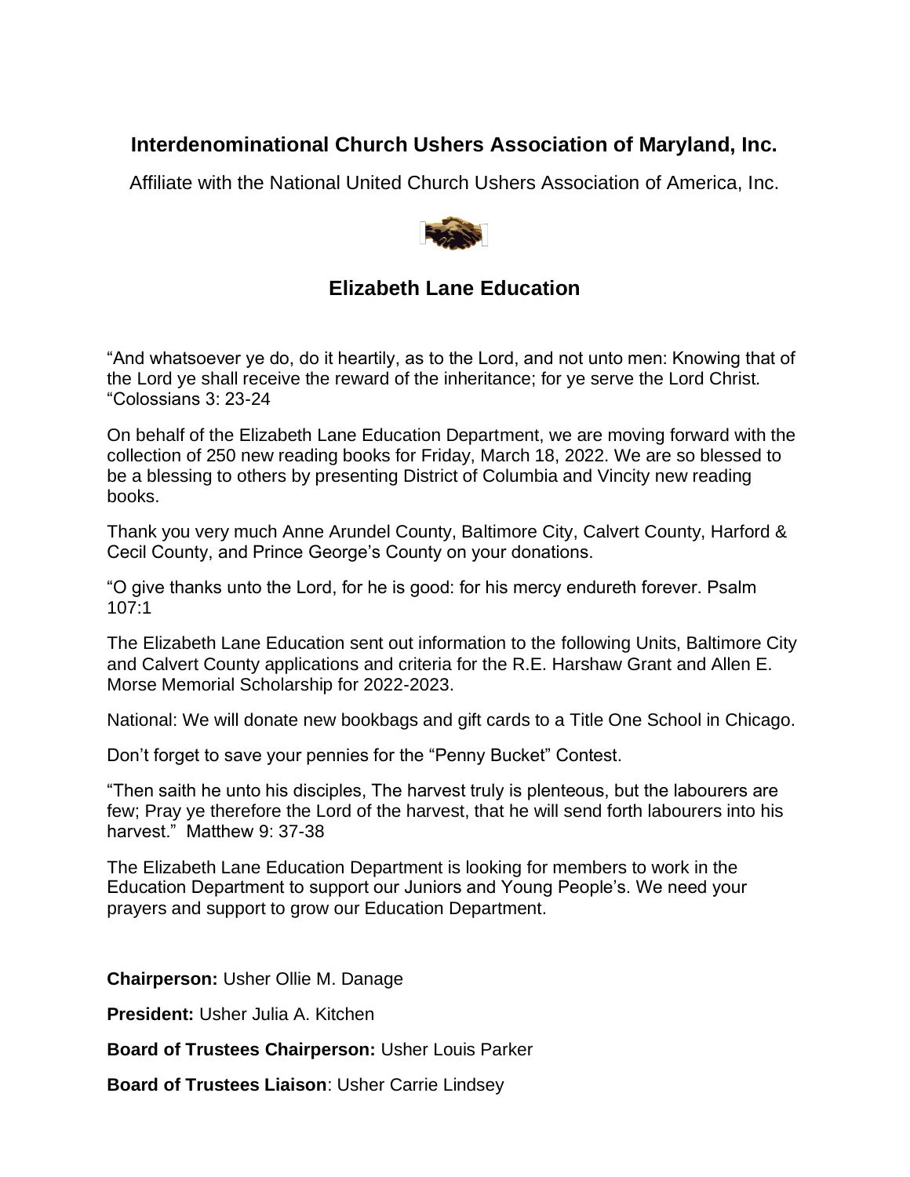## Interdenominational Church Ushers Association of Maryland, Inc.

Affiliate with the National United Church Ushers Association of America, Inc.

### Elizabeth Lane Education

“And whatsoever ye do, do it heartily, as to the Lord, and not unto men: Knowing that of the Lord ye shall receive the reward of the inheritance; for ye serve the Lord Christ. “Colossians 3: 23-24

On behalf of the Elizabeth Lane Education Department, we are moving forward with the collection of 250 new reading books for Friday, March 18, 2022. We are so blessed to be a blessing to others by presenting District of Columbia and Vincity new reading books.

Thank you very much Anne Arundel County, Baltimore City, Calvert County, Harford & Cecil County, and Prince George’s County on your donations.

“O give thanks unto the Lord, for he is good: for his mercy endureth forever. Psalm 107:1

The Elizabeth Lane Education sent out information to the following Units, Baltimore City and Calvert County applications and criteria for the R.E. Harshaw Grant and Allen E. Morse Memorial Scholarship for 2022-2023.

National: We will donate new bookbags and gift cards to a Title One School in Chicago.

Don’t forget to save your pennies for the “Penny Bucket” Contest.

“Then saith he unto his disciples, The harvest truly is plenteous, but the labourers are few; Pray ye therefore the Lord of the harvest, that he will send forth labourers into his harvest.” Matthew 9: 37-38

The Elizabeth Lane Education Department is looking for members to work in the Education Department to support our Juniors and Young People’s. We need your prayers and support to grow our Education Department.

**Chairperson:** Usher Ollie M. Danage

**President:** Usher Julia A. Kitchen

**Board of Trustees Chairperson:** Usher Louis Parker

**Board of Trustees Liaison**: Usher Carrie Lindsey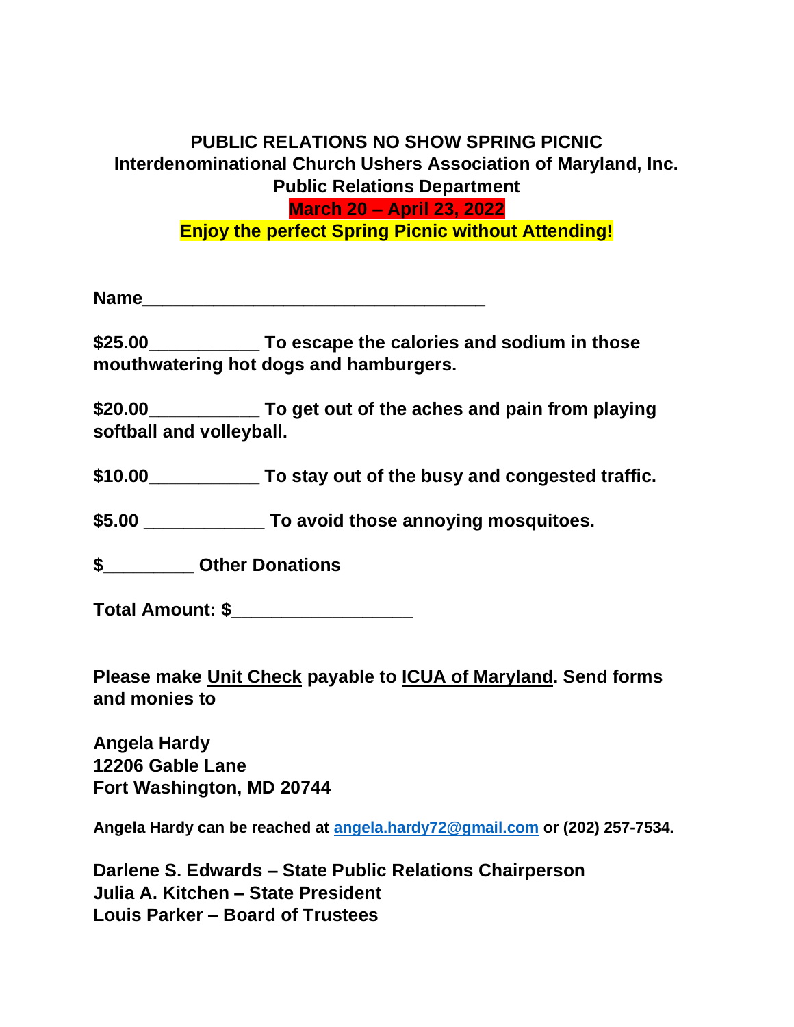**PUBLIC RELATIONS NO SHOW SPRING PICNIC**
**Interdenominational Church Ushers Association of Maryland, Inc.**
**Public Relations Department**
**March 20 – April 23, 2022**
**Enjoy the perfect Spring Picnic without Attending!**

**Name___________________________________**

**$25.00___________ To escape the calories and sodium in those mouthwatering hot dogs and hamburgers.**

**$20.00___________ To get out of the aches and pain from playing softball and volleyball.**

**$10.00___________ To stay out of the busy and congested traffic.**

**$5.00 ____________ To avoid those annoying mosquitoes.**

**$_________ Other Donations**

**Total Amount: $__________________**

**Please make Unit Check payable to ICUA of Maryland. Send forms and monies to**

**Angela Hardy**
**12206 Gable Lane**
**Fort Washington, MD 20744**

**Angela Hardy can be reached at angela.hardy72@gmail.com or (202) 257-7534.**

**Darlene S. Edwards – State Public Relations Chairperson**
**Julia A. Kitchen – State President**
**Louis Parker – Board of Trustees**